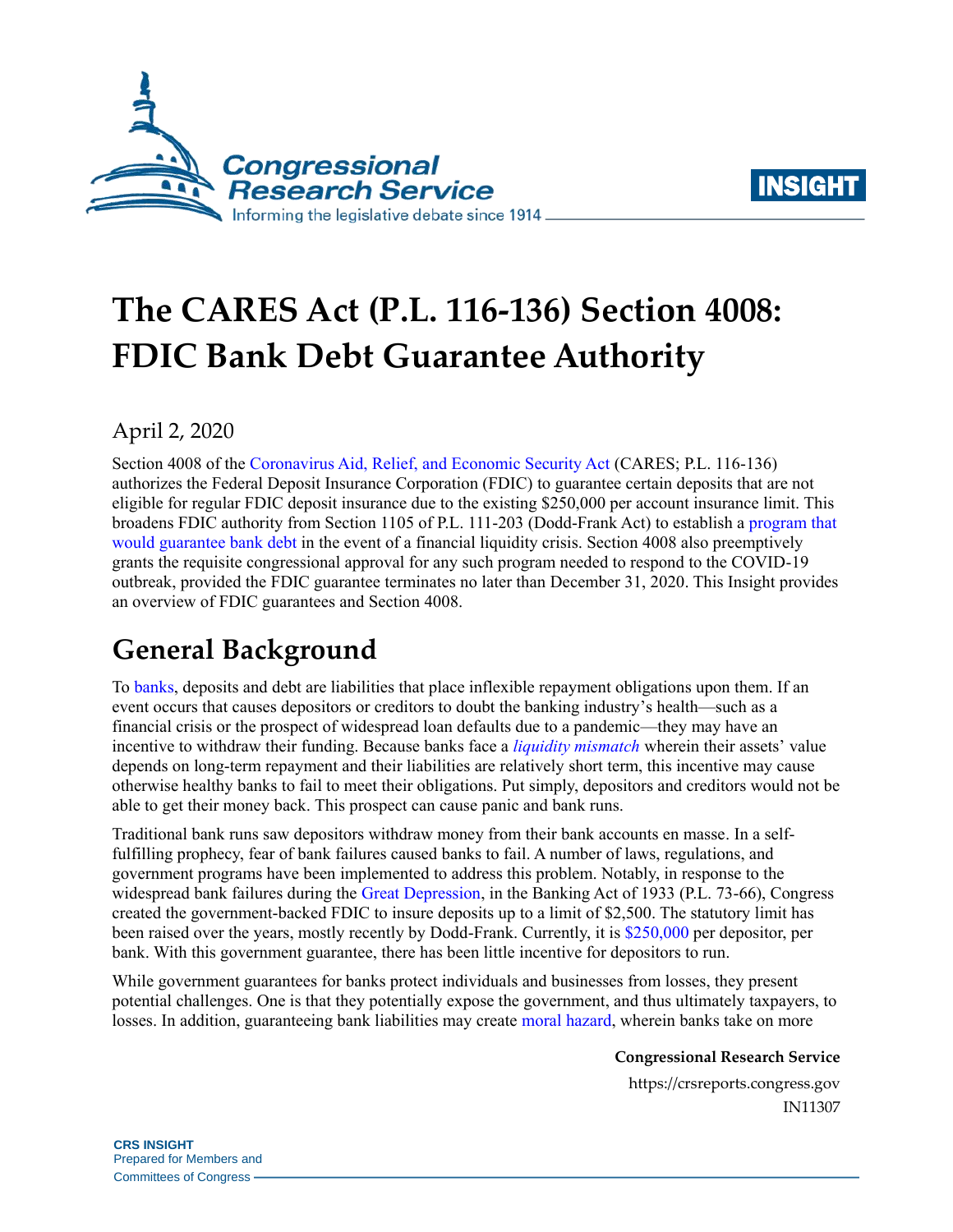# The CARES Act (P.L. 116-136) Section 4008: FDIC Bank Debt Guarantee Authority

April 2, 2020

Section 4008 of the Coronavirus Aid, Relief, and Economic Security Act (CARES; P.L. 116-136) authorizes the Federal Deposit Insurance Corporation (FDIC) to guarantee certain deposits that are not eligible for regular FDIC deposit insurance due to the existing $250,000 per account insurance limit. This broadens FDIC authority from Section 1105 of P.L. 111-203 (Dodd-Frank Act) to establish a program that would guarantee bank debt in the event of a financial liquidity crisis. Section 4008 also preemptively grants the requisite congressional approval for any such program needed to respond to the COVID-19 outbreak, provided the FDIC guarantee terminates no later than December 31, 2020. This Insight provides an overview of FDIC guarantees and Section 4008.

## General Background

To banks, deposits and debt are liabilities that place inflexible repayment obligations upon them. If an event occurs that causes depositors or creditors to doubt the banking industry's health—such as a financial crisis or the prospect of widespread loan defaults due to a pandemic—they may have an incentive to withdraw their funding. Because banks face a *liquidity mismatch* wherein their assets' value depends on long-term repayment and their liabilities are relatively short term, this incentive may cause otherwise healthy banks to fail to meet their obligations. Put simply, depositors and creditors would not be able to get their money back. This prospect can cause panic and bank runs.

Traditional bank runs saw depositors withdraw money from their bank accounts en masse. In a self-fulfilling prophecy, fear of bank failures caused banks to fail. A number of laws, regulations, and government programs have been implemented to address this problem. Notably, in response to the widespread bank failures during the Great Depression, in the Banking Act of 1933 (P.L. 73-66), Congress created the government-backed FDIC to insure deposits up to a limit of $2,500. The statutory limit has been raised over the years, mostly recently by Dodd-Frank. Currently, it is $250,000 per depositor, per bank. With this government guarantee, there has been little incentive for depositors to run.

While government guarantees for banks protect individuals and businesses from losses, they present potential challenges. One is that they potentially expose the government, and thus ultimately taxpayers, to losses. In addition, guaranteeing bank liabilities may create moral hazard, wherein banks take on more

**Congressional Research Service**

https://crsreports.congress.gov

IN11307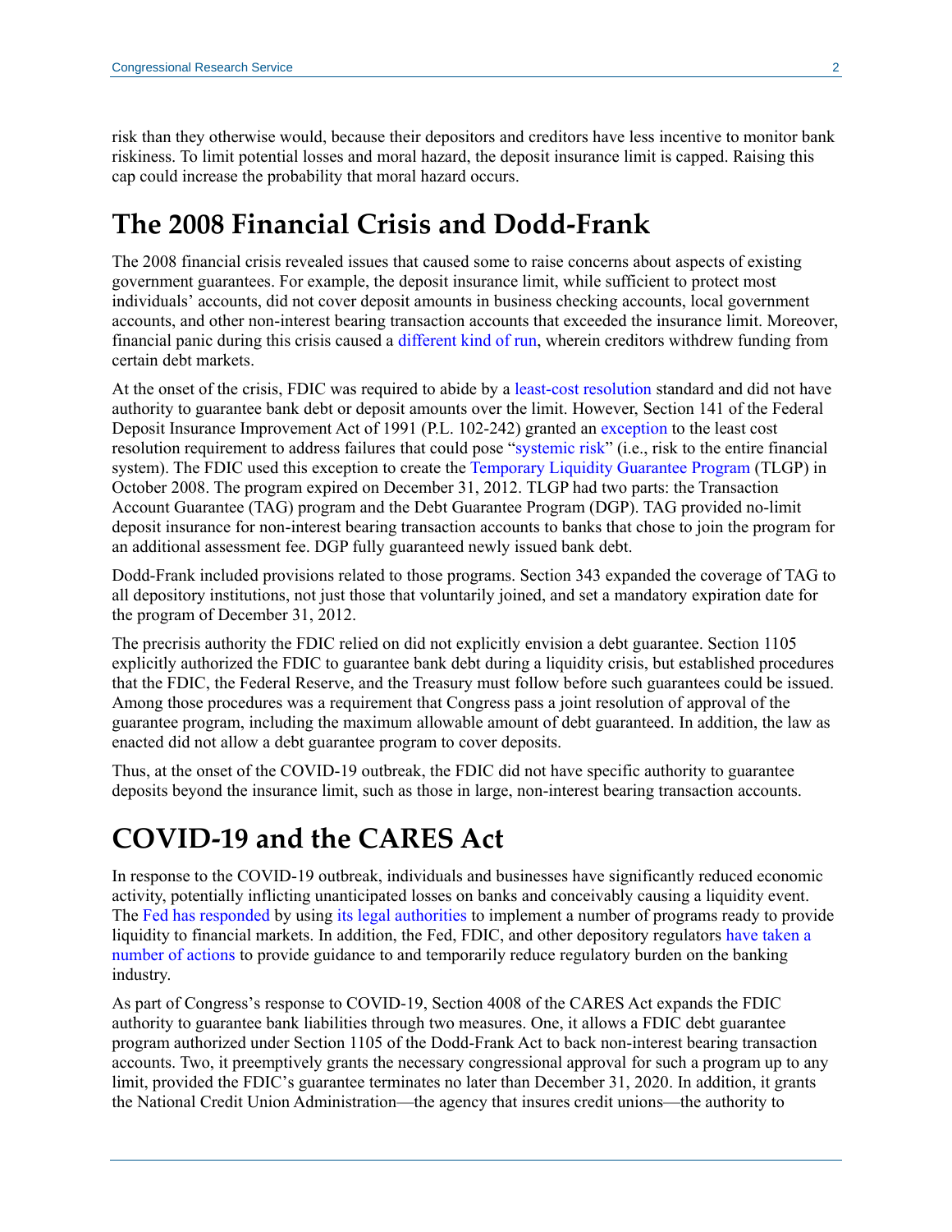risk than they otherwise would, because their depositors and creditors have less incentive to monitor bank riskiness. To limit potential losses and moral hazard, the deposit insurance limit is capped. Raising this cap could increase the probability that moral hazard occurs.

## The 2008 Financial Crisis and Dodd-Frank

The 2008 financial crisis revealed issues that caused some to raise concerns about aspects of existing government guarantees. For example, the deposit insurance limit, while sufficient to protect most individuals' accounts, did not cover deposit amounts in business checking accounts, local government accounts, and other non-interest bearing transaction accounts that exceeded the insurance limit. Moreover, financial panic during this crisis caused a different kind of run, wherein creditors withdrew funding from certain debt markets.

At the onset of the crisis, FDIC was required to abide by a least-cost resolution standard and did not have authority to guarantee bank debt or deposit amounts over the limit. However, Section 141 of the Federal Deposit Insurance Improvement Act of 1991 (P.L. 102-242) granted an exception to the least cost resolution requirement to address failures that could pose "systemic risk" (i.e., risk to the entire financial system). The FDIC used this exception to create the Temporary Liquidity Guarantee Program (TLGP) in October 2008. The program expired on December 31, 2012. TLGP had two parts: the Transaction Account Guarantee (TAG) program and the Debt Guarantee Program (DGP). TAG provided no-limit deposit insurance for non-interest bearing transaction accounts to banks that chose to join the program for an additional assessment fee. DGP fully guaranteed newly issued bank debt.

Dodd-Frank included provisions related to those programs. Section 343 expanded the coverage of TAG to all depository institutions, not just those that voluntarily joined, and set a mandatory expiration date for the program of December 31, 2012.

The precrisis authority the FDIC relied on did not explicitly envision a debt guarantee. Section 1105 explicitly authorized the FDIC to guarantee bank debt during a liquidity crisis, but established procedures that the FDIC, the Federal Reserve, and the Treasury must follow before such guarantees could be issued. Among those procedures was a requirement that Congress pass a joint resolution of approval of the guarantee program, including the maximum allowable amount of debt guaranteed. In addition, the law as enacted did not allow a debt guarantee program to cover deposits.

Thus, at the onset of the COVID-19 outbreak, the FDIC did not have specific authority to guarantee deposits beyond the insurance limit, such as those in large, non-interest bearing transaction accounts.

## COVID-19 and the CARES Act

In response to the COVID-19 outbreak, individuals and businesses have significantly reduced economic activity, potentially inflicting unanticipated losses on banks and conceivably causing a liquidity event. The Fed has responded by using its legal authorities to implement a number of programs ready to provide liquidity to financial markets. In addition, the Fed, FDIC, and other depository regulators have taken a number of actions to provide guidance to and temporarily reduce regulatory burden on the banking industry.

As part of Congress's response to COVID-19, Section 4008 of the CARES Act expands the FDIC authority to guarantee bank liabilities through two measures. One, it allows a FDIC debt guarantee program authorized under Section 1105 of the Dodd-Frank Act to back non-interest bearing transaction accounts. Two, it preemptively grants the necessary congressional approval for such a program up to any limit, provided the FDIC's guarantee terminates no later than December 31, 2020. In addition, it grants the National Credit Union Administration—the agency that insures credit unions—the authority to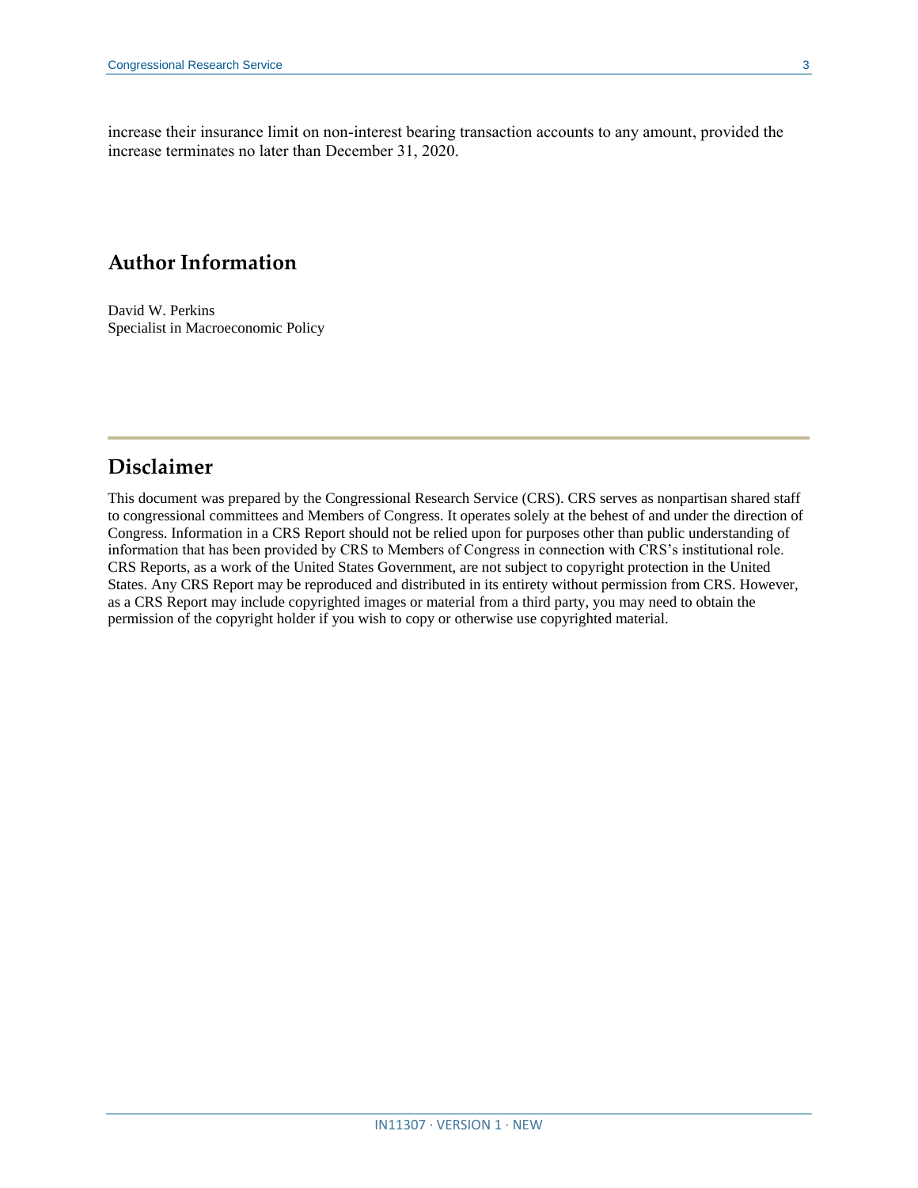increase their insurance limit on non-interest bearing transaction accounts to any amount, provided the increase terminates no later than December 31, 2020.

## Author Information

David W. Perkins
Specialist in Macroeconomic Policy

## Disclaimer

This document was prepared by the Congressional Research Service (CRS). CRS serves as nonpartisan shared staff to congressional committees and Members of Congress. It operates solely at the behest of and under the direction of Congress. Information in a CRS Report should not be relied upon for purposes other than public understanding of information that has been provided by CRS to Members of Congress in connection with CRS's institutional role. CRS Reports, as a work of the United States Government, are not subject to copyright protection in the United States. Any CRS Report may be reproduced and distributed in its entirety without permission from CRS. However, as a CRS Report may include copyrighted images or material from a third party, you may need to obtain the permission of the copyright holder if you wish to copy or otherwise use copyrighted material.